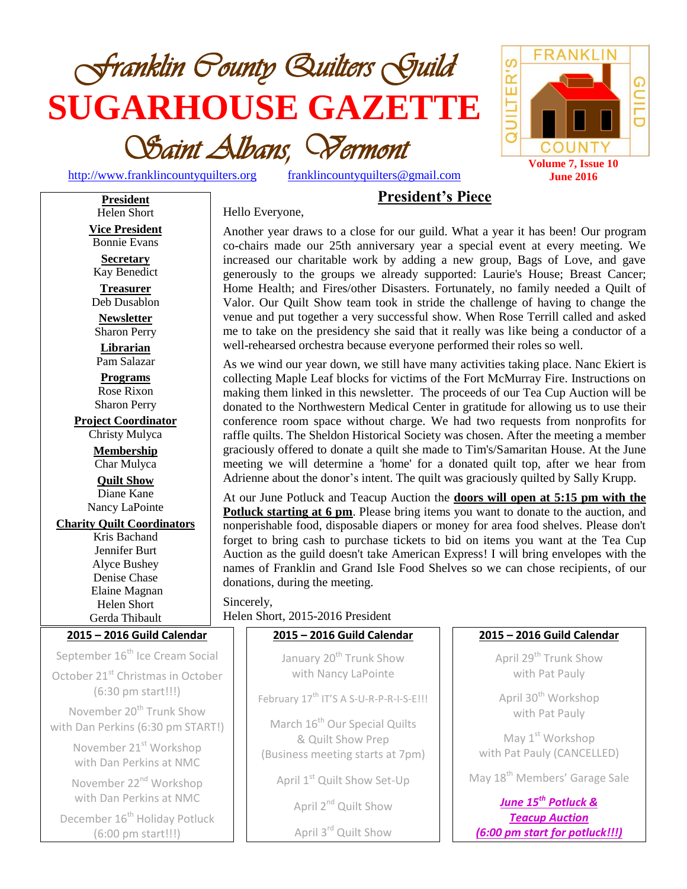# *Franklin County Quilters Guild*

# SUGARHOUSE GAZETTE

## *Saint Albans, Vermont*

http://www.franklincountyquilters.org franklincountyquilters@gmail.com

**Volume 7, Issue 10**
**June 2016**

**President**
Helen Short

**Vice President**
Bonnie Evans

**Secretary**
Kay Benedict

**Treasurer**
Deb Dusablon

**Newsletter**
Sharon Perry

**Librarian**
Pam Salazar

**Programs**
Rose Rixon
Sharon Perry

**Project Coordinator**
Christy Mulyca

**Membership**
Char Mulyca

**Quilt Show**
Diane Kane
Nancy LaPointe

**Charity Quilt Coordinators**
Kris Bachand
Jennifer Burt
Alyce Bushey
Denise Chase
Elaine Magnan
Helen Short
Gerda Thibault

## President's Piece

Hello Everyone,

Another year draws to a close for our guild. What a year it has been! Our program co-chairs made our 25th anniversary year a special event at every meeting. We increased our charitable work by adding a new group, Bags of Love, and gave generously to the groups we already supported: Laurie's House; Breast Cancer; Home Health; and Fires/other Disasters. Fortunately, no family needed a Quilt of Valor. Our Quilt Show team took in stride the challenge of having to change the venue and put together a very successful show. When Rose Terrill called and asked me to take on the presidency she said that it really was like being a conductor of a well-rehearsed orchestra because everyone performed their roles so well.

As we wind our year down, we still have many activities taking place. Nanc Ekiert is collecting Maple Leaf blocks for victims of the Fort McMurray Fire. Instructions on making them linked in this newsletter. The proceeds of our Tea Cup Auction will be donated to the Northwestern Medical Center in gratitude for allowing us to use their conference room space without charge. We had two requests from nonprofits for raffle quilts. The Sheldon Historical Society was chosen. After the meeting a member graciously offered to donate a quilt she made to Tim's/Samaritan House. At the June meeting we will determine a 'home' for a donated quilt top, after we hear from Adrienne about the donor's intent. The quilt was graciously quilted by Sally Krupp.

At our June Potluck and Teacup Auction the **doors will open at 5:15 pm with the Potluck starting at 6 pm**. Please bring items you want to donate to the auction, and nonperishable food, disposable diapers or money for area food shelves. Please don't forget to bring cash to purchase tickets to bid on items you want at the Tea Cup Auction as the guild doesn't take American Express! I will bring envelopes with the names of Franklin and Grand Isle Food Shelves so we can chose recipients, of our donations, during the meeting.

Sincerely,
Helen Short, 2015-2016 President

### 2015 – 2016 Guild Calendar

September 16th Ice Cream Social

October 21st Christmas in October (6:30 pm start!!!)

November 20th Trunk Show with Dan Perkins (6:30 pm START!)

November 21st Workshop with Dan Perkins at NMC

November 22nd Workshop with Dan Perkins at NMC

December 16th Holiday Potluck (6:00 pm start!!!)

January 20th Trunk Show with Nancy LaPointe

February 17th IT'S A S-U-R-P-R-I-S-E!!!

March 16th Our Special Quilts & Quilt Show Prep (Business meeting starts at 7pm)

April 1st Quilt Show Set-Up

April 2nd Quilt Show

April 3rd Quilt Show

April 29th Trunk Show with Pat Pauly

April 30th Workshop with Pat Pauly

May 1st Workshop with Pat Pauly (CANCELLED)

May 18th Members' Garage Sale

***June 15th Potluck & Teacup Auction (6:00 pm start for potluck!!!)***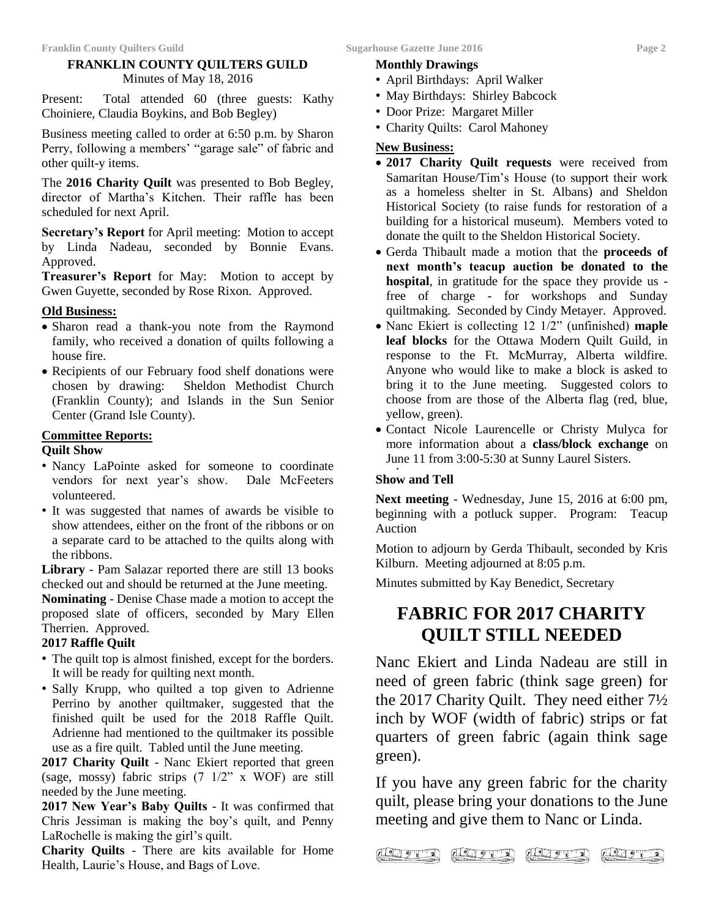## FRANKLIN COUNTY QUILTERS GUILD

Minutes of May 18, 2016

Present: Total attended 60 (three guests: Kathy Choiniere, Claudia Boykins, and Bob Begley)

Business meeting called to order at 6:50 p.m. by Sharon Perry, following a members' "garage sale" of fabric and other quilt-y items.

The **2016 Charity Quilt** was presented to Bob Begley, director of Martha's Kitchen. Their raffle has been scheduled for next April.

**Secretary's Report** for April meeting: Motion to accept by Linda Nadeau, seconded by Bonnie Evans. Approved.

**Treasurer's Report** for May: Motion to accept by Gwen Guyette, seconded by Rose Rixon. Approved.

### Old Business:

- Sharon read a thank-you note from the Raymond family, who received a donation of quilts following a house fire.
- Recipients of our February food shelf donations were chosen by drawing: Sheldon Methodist Church (Franklin County); and Islands in the Sun Senior Center (Grand Isle County).

### Committee Reports:

**Quilt Show**

- Nancy LaPointe asked for someone to coordinate vendors for next year's show. Dale McFeeters volunteered.
- It was suggested that names of awards be visible to show attendees, either on the front of the ribbons or on a separate card to be attached to the quilts along with the ribbons.

**Library** - Pam Salazar reported there are still 13 books checked out and should be returned at the June meeting.

**Nominating** - Denise Chase made a motion to accept the proposed slate of officers, seconded by Mary Ellen Therrien. Approved.

**2017 Raffle Quilt**

- The quilt top is almost finished, except for the borders. It will be ready for quilting next month.
- Sally Krupp, who quilted a top given to Adrienne Perrino by another quiltmaker, suggested that the finished quilt be used for the 2018 Raffle Quilt. Adrienne had mentioned to the quiltmaker its possible use as a fire quilt. Tabled until the June meeting.

**2017 Charity Quilt** - Nanc Ekiert reported that green (sage, mossy) fabric strips (7 1/2" x WOF) are still needed by the June meeting.

**2017 New Year's Baby Quilts** - It was confirmed that Chris Jessiman is making the boy's quilt, and Penny LaRochelle is making the girl's quilt.

**Charity Quilts** - There are kits available for Home Health, Laurie's House, and Bags of Love.

**Monthly Drawings**

- April Birthdays: April Walker
- May Birthdays: Shirley Babcock
- Door Prize: Margaret Miller
- Charity Quilts: Carol Mahoney

### New Business:

- **2017 Charity Quilt requests** were received from Samaritan House/Tim's House (to support their work as a homeless shelter in St. Albans) and Sheldon Historical Society (to raise funds for restoration of a building for a historical museum). Members voted to donate the quilt to the Sheldon Historical Society.
- Gerda Thibault made a motion that the **proceeds of next month's teacup auction be donated to the hospital**, in gratitude for the space they provide us - free of charge - for workshops and Sunday quiltmaking. Seconded by Cindy Metayer. Approved.
- Nanc Ekiert is collecting 12 1/2" (unfinished) **maple leaf blocks** for the Ottawa Modern Quilt Guild, in response to the Ft. McMurray, Alberta wildfire. Anyone who would like to make a block is asked to bring it to the June meeting. Suggested colors to choose from are those of the Alberta flag (red, blue, yellow, green).
- Contact Nicole Laurencelle or Christy Mulyca for more information about a **class/block exchange** on June 11 from 3:00-5:30 at Sunny Laurel Sisters.

**Show and Tell**

**Next meeting** - Wednesday, June 15, 2016 at 6:00 pm, beginning with a potluck supper. Program: Teacup Auction

Motion to adjourn by Gerda Thibault, seconded by Kris Kilburn. Meeting adjourned at 8:05 p.m.

Minutes submitted by Kay Benedict, Secretary

## FABRIC FOR 2017 CHARITY QUILT STILL NEEDED

Nanc Ekiert and Linda Nadeau are still in need of green fabric (think sage green) for the 2017 Charity Quilt. They need either 7½ inch by WOF (width of fabric) strips or fat quarters of green fabric (again think sage green).

If you have any green fabric for the charity quilt, please bring your donations to the June meeting and give them to Nanc or Linda.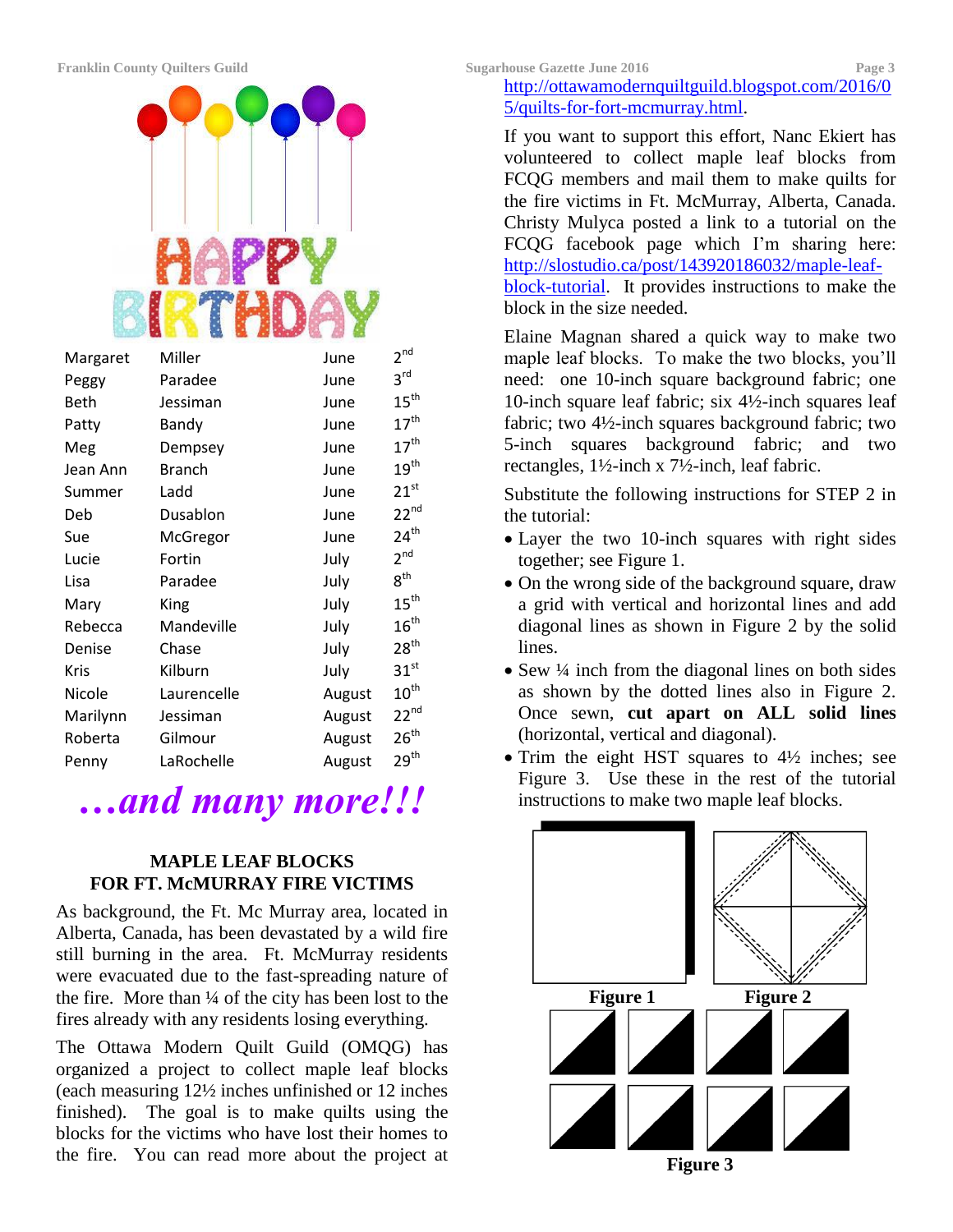HAPPY BIRTHDAY

| | | | |
|---|---|---|---|
| Margaret | Miller | June | 2nd |
| Peggy | Paradee | June | 3rd |
| Beth | Jessiman | June | 15th |
| Patty | Bandy | June | 17th |
| Meg | Dempsey | June | 17th |
| Jean Ann | Branch | June | 19th |
| Summer | Ladd | June | 21st |
| Deb | Dusablon | June | 22nd |
| Sue | McGregor | June | 24th |
| Lucie | Fortin | July | 2nd |
| Lisa | Paradee | July | 8th |
| Mary | King | July | 15th |
| Rebecca | Mandeville | July | 16th |
| Denise | Chase | July | 28th |
| Kris | Kilburn | July | 31st |
| Nicole | Laurencelle | August | 10th |
| Marilynn | Jessiman | August | 22nd |
| Roberta | Gilmour | August | 26th |
| Penny | LaRochelle | August | 29th |

*…and many more!!!*

## MAPLE LEAF BLOCKS FOR FT. McMURRAY FIRE VICTIMS

As background, the Ft. Mc Murray area, located in Alberta, Canada, has been devastated by a wild fire still burning in the area. Ft. McMurray residents were evacuated due to the fast-spreading nature of the fire. More than ¼ of the city has been lost to the fires already with any residents losing everything.

The Ottawa Modern Quilt Guild (OMQG) has organized a project to collect maple leaf blocks (each measuring 12½ inches unfinished or 12 inches finished). The goal is to make quilts using the blocks for the victims who have lost their homes to the fire. You can read more about the project at http://ottawamodernquiltguild.blogspot.com/2016/05/quilts-for-fort-mcmurray.html.

If you want to support this effort, Nanc Ekiert has volunteered to collect maple leaf blocks from FCQG members and mail them to make quilts for the fire victims in Ft. McMurray, Alberta, Canada. Christy Mulyca posted a link to a tutorial on the FCQG facebook page which I'm sharing here: http://slostudio.ca/post/143920186032/maple-leaf-block-tutorial. It provides instructions to make the block in the size needed.

Elaine Magnan shared a quick way to make two maple leaf blocks. To make the two blocks, you'll need: one 10-inch square background fabric; one 10-inch square leaf fabric; six 4½-inch squares leaf fabric; two 4½-inch squares background fabric; two 5-inch squares background fabric; and two rectangles, 1½-inch x 7½-inch, leaf fabric.

Substitute the following instructions for STEP 2 in the tutorial:

- Layer the two 10-inch squares with right sides together; see Figure 1.
- On the wrong side of the background square, draw a grid with vertical and horizontal lines and add diagonal lines as shown in Figure 2 by the solid lines.
- Sew ¼ inch from the diagonal lines on both sides as shown by the dotted lines also in Figure 2. Once sewn, **cut apart on ALL solid lines** (horizontal, vertical and diagonal).
- Trim the eight HST squares to 4½ inches; see Figure 3. Use these in the rest of the tutorial instructions to make two maple leaf blocks.

**Figure 1** **Figure 2**

**Figure 3**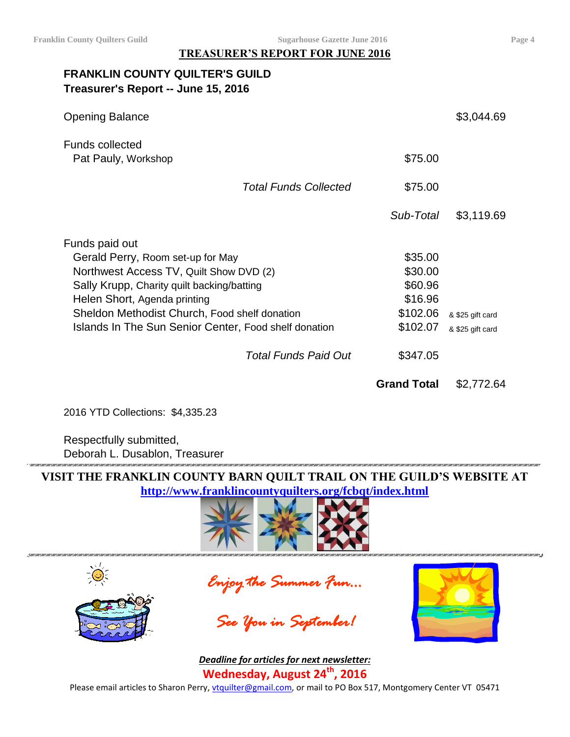## TREASURER'S REPORT FOR JUNE 2016

**FRANKLIN COUNTY QUILTER'S GUILD**
**Treasurer's Report -- June 15, 2016**

| | | |
|---|---|---|
| Opening Balance | | $3,044.69 |
| Funds collected | | |
| Pat Pauly, Workshop | $75.00 | |
| *Total Funds Collected* | $75.00 | |
| | *Sub-Total* | $3,119.69 |
| Funds paid out | | |
| Gerald Perry, Room set-up for May | $35.00 | |
| Northwest Access TV, Quilt Show DVD (2) | $30.00 | |
| Sally Krupp, Charity quilt backing/batting | $60.96 | |
| Helen Short, Agenda printing | $16.96 | |
| Sheldon Methodist Church, Food shelf donation | $102.06 | & $25 gift card |
| Islands In The Sun Senior Center, Food shelf donation | $102.07 | & $25 gift card |
| *Total Funds Paid Out* | $347.05 | |
| | **Grand Total** | $2,772.64 |

2016 YTD Collections: $4,335.23

Respectfully submitted,
Deborah L. Dusablon, Treasurer

**VISIT THE FRANKLIN COUNTY BARN QUILT TRAIL ON THE GUILD'S WEBSITE AT**
**http://www.franklincountyquilters.org/fcbqt/index.html**

*Enjoy the Summer Fun...*

*See You in September!*

***Deadline for articles for next newsletter:***
**Wednesday, August 24th, 2016**

Please email articles to Sharon Perry, vtquilter@gmail.com, or mail to PO Box 517, Montgomery Center VT 05471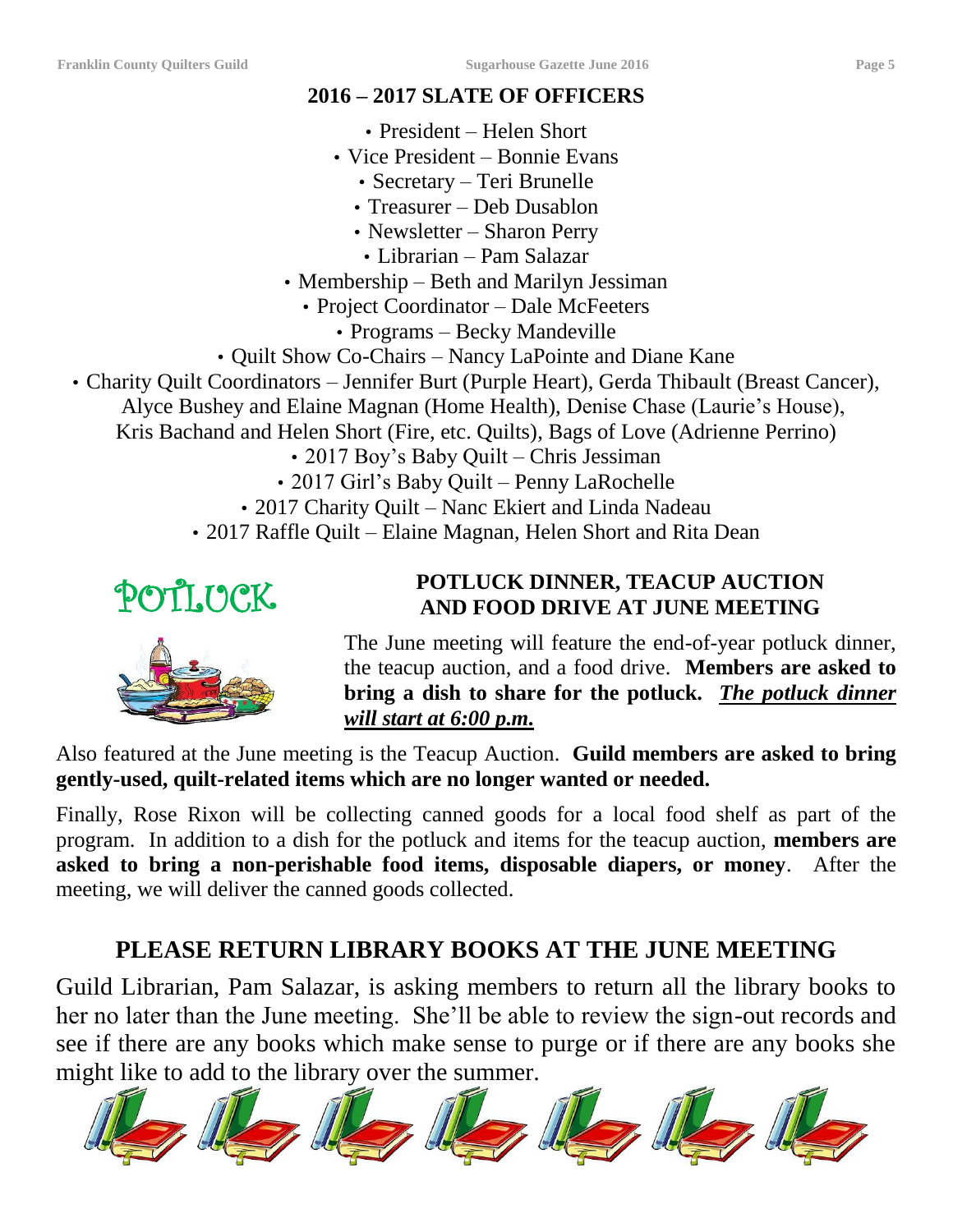## 2016 – 2017 SLATE OF OFFICERS

- President – Helen Short
- Vice President – Bonnie Evans
- Secretary – Teri Brunelle
- Treasurer – Deb Dusablon
- Newsletter – Sharon Perry
- Librarian – Pam Salazar
- Membership – Beth and Marilyn Jessiman
- Project Coordinator – Dale McFeeters
- Programs – Becky Mandeville
- Quilt Show Co-Chairs – Nancy LaPointe and Diane Kane
- Charity Quilt Coordinators – Jennifer Burt (Purple Heart), Gerda Thibault (Breast Cancer), Alyce Bushey and Elaine Magnan (Home Health), Denise Chase (Laurie's House), Kris Bachand and Helen Short (Fire, etc. Quilts), Bags of Love (Adrienne Perrino)
- 2017 Boy's Baby Quilt – Chris Jessiman
- 2017 Girl's Baby Quilt – Penny LaRochelle
- 2017 Charity Quilt – Nanc Ekiert and Linda Nadeau
- 2017 Raffle Quilt – Elaine Magnan, Helen Short and Rita Dean

POTLUCK

## POTLUCK DINNER, TEACUP AUCTION AND FOOD DRIVE AT JUNE MEETING

The June meeting will feature the end-of-year potluck dinner, the teacup auction, and a food drive. **Members are asked to bring a dish to share for the potluck.** ***The potluck dinner will start at 6:00 p.m.***

Also featured at the June meeting is the Teacup Auction. **Guild members are asked to bring gently-used, quilt-related items which are no longer wanted or needed.**

Finally, Rose Rixon will be collecting canned goods for a local food shelf as part of the program. In addition to a dish for the potluck and items for the teacup auction, **members are asked to bring a non-perishable food items, disposable diapers, or money**. After the meeting, we will deliver the canned goods collected.

## PLEASE RETURN LIBRARY BOOKS AT THE JUNE MEETING

Guild Librarian, Pam Salazar, is asking members to return all the library books to her no later than the June meeting. She'll be able to review the sign-out records and see if there are any books which make sense to purge or if there are any books she might like to add to the library over the summer.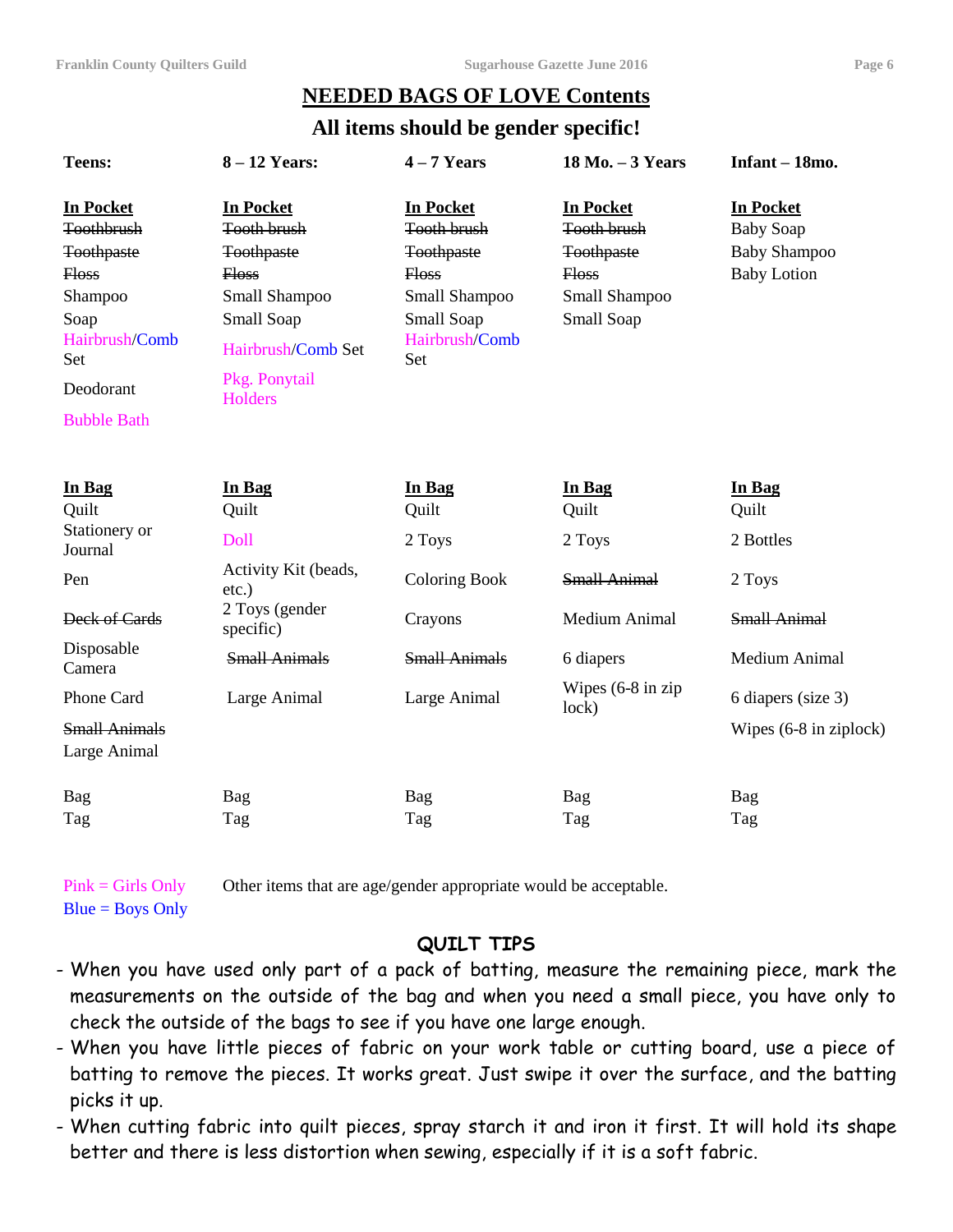## NEEDED BAGS OF LOVE Contents

### All items should be gender specific!

| Teens: | 8 – 12 Years: | 4 – 7 Years | 18 Mo. – 3 Years | Infant – 18mo. |
|---|---|---|---|---|
| **In Pocket** | **In Pocket** | **In Pocket** | **In Pocket** | **In Pocket** |
| ~~Toothbrush~~ | ~~Tooth brush~~ | ~~Tooth brush~~ | ~~Tooth brush~~ | Baby Soap |
| ~~Toothpaste~~ | ~~Toothpaste~~ | ~~Toothpaste~~ | ~~Toothpaste~~ | Baby Shampoo |
| ~~Floss~~ | ~~Floss~~ | ~~Floss~~ | ~~Floss~~ | Baby Lotion |
| Shampoo | Small Shampoo | Small Shampoo | Small Shampoo | |
| Soap | Small Soap | Small Soap | Small Soap | |
| Hairbrush/Comb Set | Hairbrush/Comb Set | Hairbrush/Comb Set | | |
| Deodorant | Pkg. Ponytail Holders | | | |
| Bubble Bath | | | | |
| **In Bag** | **In Bag** | **In Bag** | **In Bag** | **In Bag** |
| Quilt | Quilt | Quilt | Quilt | Quilt |
| Stationery or Journal | Doll | 2 Toys | 2 Toys | 2 Bottles |
| Pen | Activity Kit (beads, etc.) | Coloring Book | ~~Small Animal~~ | 2 Toys |
| ~~Deck of Cards~~ | 2 Toys (gender specific) | Crayons | Medium Animal | ~~Small Animal~~ |
| Disposable Camera | ~~Small Animals~~ | ~~Small Animals~~ | 6 diapers | Medium Animal |
| Phone Card | Large Animal | Large Animal | Wipes (6-8 in zip lock) | 6 diapers (size 3) |
| ~~Small Animals~~ | | | | Wipes (6-8 in ziplock) |
| Large Animal | | | | |
| Bag | Bag | Bag | Bag | Bag |
| Tag | Tag | Tag | Tag | Tag |

Pink = Girls Only
Blue = Boys Only

Other items that are age/gender appropriate would be acceptable.

## QUILT TIPS

- When you have used only part of a pack of batting, measure the remaining piece, mark the measurements on the outside of the bag and when you need a small piece, you have only to check the outside of the bags to see if you have one large enough.
- When you have little pieces of fabric on your work table or cutting board, use a piece of batting to remove the pieces. It works great. Just swipe it over the surface, and the batting picks it up.
- When cutting fabric into quilt pieces, spray starch it and iron it first. It will hold its shape better and there is less distortion when sewing, especially if it is a soft fabric.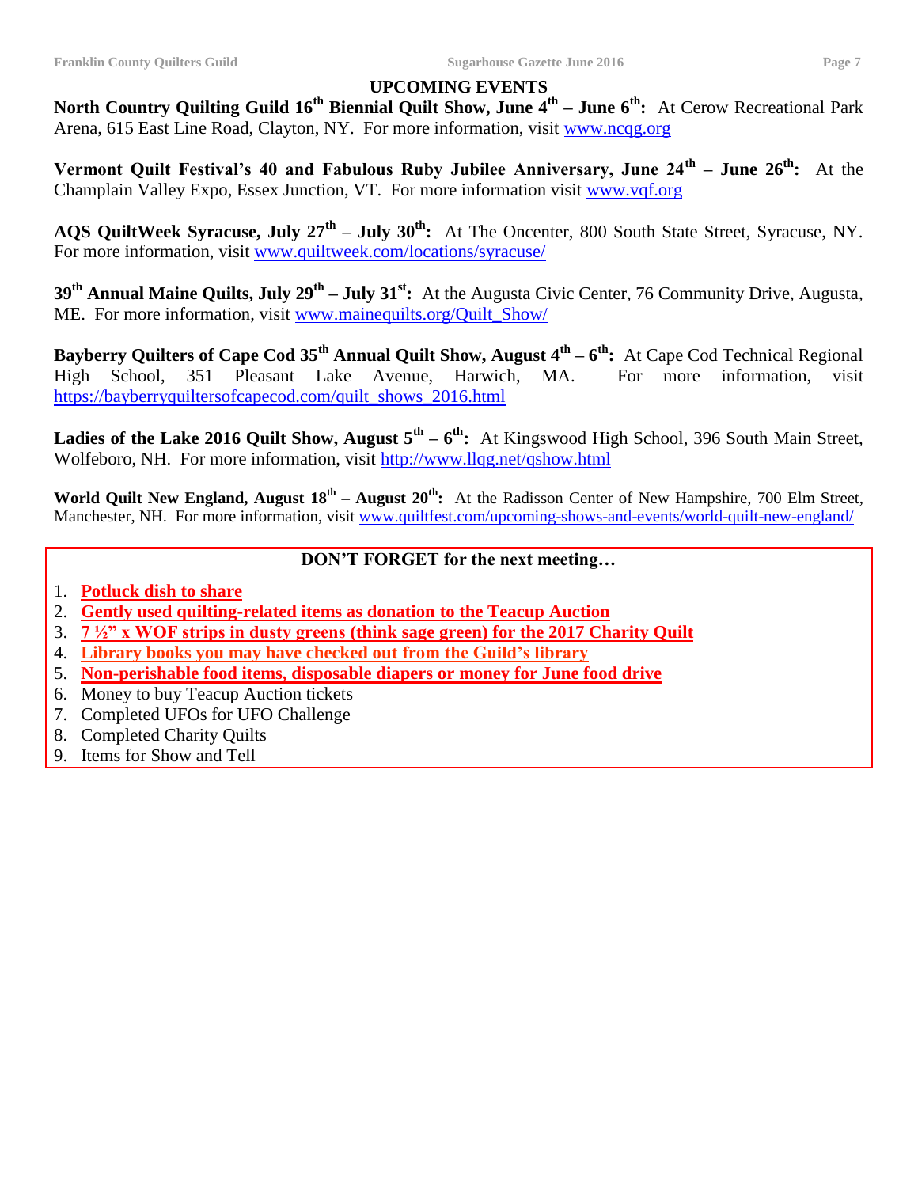## UPCOMING EVENTS

**North Country Quilting Guild 16th Biennial Quilt Show, June 4th – June 6th:** At Cerow Recreational Park Arena, 615 East Line Road, Clayton, NY. For more information, visit www.ncqg.org

**Vermont Quilt Festival's 40 and Fabulous Ruby Jubilee Anniversary, June 24th – June 26th:** At the Champlain Valley Expo, Essex Junction, VT. For more information visit www.vqf.org

**AQS QuiltWeek Syracuse, July 27th – July 30th:** At The Oncenter, 800 South State Street, Syracuse, NY. For more information, visit www.quiltweek.com/locations/syracuse/

**39th Annual Maine Quilts, July 29th – July 31st:** At the Augusta Civic Center, 76 Community Drive, Augusta, ME. For more information, visit www.mainequilts.org/Quilt_Show/

**Bayberry Quilters of Cape Cod 35th Annual Quilt Show, August 4th – 6th:** At Cape Cod Technical Regional High School, 351 Pleasant Lake Avenue, Harwich, MA. For more information, visit https://bayberryquiltersofcapecod.com/quilt_shows_2016.html

**Ladies of the Lake 2016 Quilt Show, August 5th – 6th:** At Kingswood High School, 396 South Main Street, Wolfeboro, NH. For more information, visit http://www.llqg.net/qshow.html

**World Quilt New England, August 18th – August 20th:** At the Radisson Center of New Hampshire, 700 Elm Street, Manchester, NH. For more information, visit www.quiltfest.com/upcoming-shows-and-events/world-quilt-new-england/

**DON'T FORGET for the next meeting…**

1. **Potluck dish to share**
2. **Gently used quilting-related items as donation to the Teacup Auction**
3. **7 ½" x WOF strips in dusty greens (think sage green) for the 2017 Charity Quilt**
4. **Library books you may have checked out from the Guild's library**
5. **Non-perishable food items, disposable diapers or money for June food drive**
6. Money to buy Teacup Auction tickets
7. Completed UFOs for UFO Challenge
8. Completed Charity Quilts
9. Items for Show and Tell